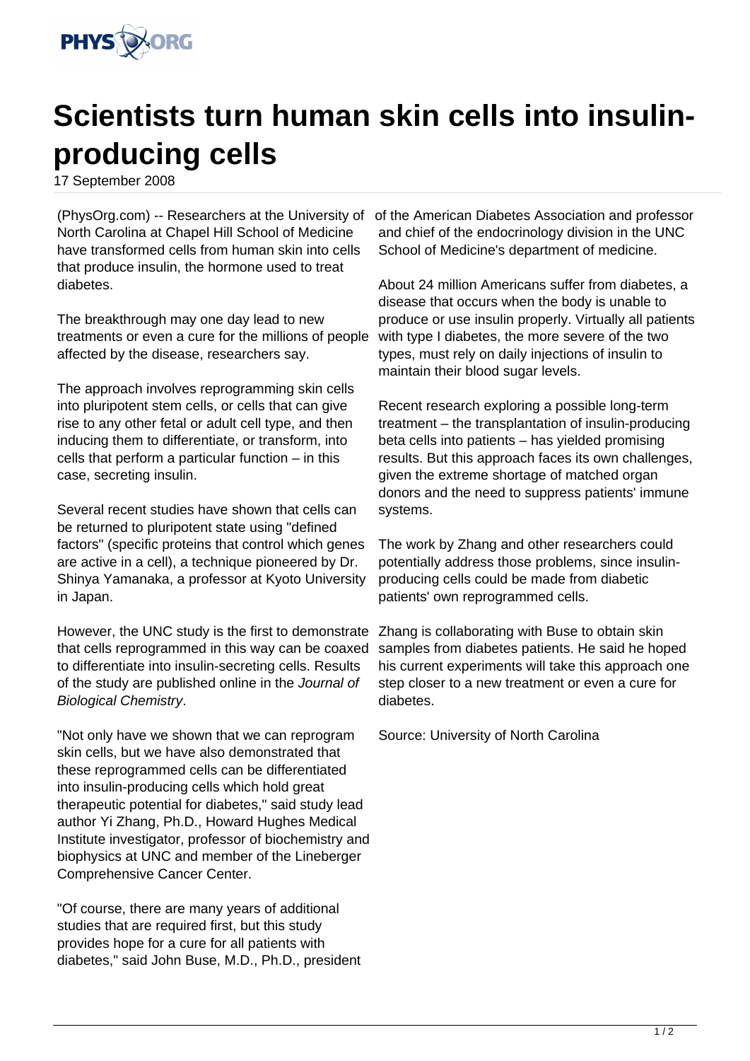# Scientists turn human skin cells into insulin-producing cells

17 September 2008

(PhysOrg.com) -- Researchers at the University of North Carolina at Chapel Hill School of Medicine have transformed cells from human skin into cells that produce insulin, the hormone used to treat diabetes.

The breakthrough may one day lead to new treatments or even a cure for the millions of people affected by the disease, researchers say.

The approach involves reprogramming skin cells into pluripotent stem cells, or cells that can give rise to any other fetal or adult cell type, and then inducing them to differentiate, or transform, into cells that perform a particular function – in this case, secreting insulin.

Several recent studies have shown that cells can be returned to pluripotent state using "defined factors" (specific proteins that control which genes are active in a cell), a technique pioneered by Dr. Shinya Yamanaka, a professor at Kyoto University in Japan.

However, the UNC study is the first to demonstrate that cells reprogrammed in this way can be coaxed to differentiate into insulin-secreting cells. Results of the study are published online in the *Journal of Biological Chemistry*.

"Not only have we shown that we can reprogram skin cells, but we have also demonstrated that these reprogrammed cells can be differentiated into insulin-producing cells which hold great therapeutic potential for diabetes," said study lead author Yi Zhang, Ph.D., Howard Hughes Medical Institute investigator, professor of biochemistry and biophysics at UNC and member of the Lineberger Comprehensive Cancer Center.

"Of course, there are many years of additional studies that are required first, but this study provides hope for a cure for all patients with diabetes," said John Buse, M.D., Ph.D., president of the American Diabetes Association and professor and chief of the endocrinology division in the UNC School of Medicine's department of medicine.

About 24 million Americans suffer from diabetes, a disease that occurs when the body is unable to produce or use insulin properly. Virtually all patients with type I diabetes, the more severe of the two types, must rely on daily injections of insulin to maintain their blood sugar levels.

Recent research exploring a possible long-term treatment – the transplantation of insulin-producing beta cells into patients – has yielded promising results. But this approach faces its own challenges, given the extreme shortage of matched organ donors and the need to suppress patients' immune systems.

The work by Zhang and other researchers could potentially address those problems, since insulin-producing cells could be made from diabetic patients' own reprogrammed cells.

Zhang is collaborating with Buse to obtain skin samples from diabetes patients. He said he hoped his current experiments will take this approach one step closer to a new treatment or even a cure for diabetes.

Source: University of North Carolina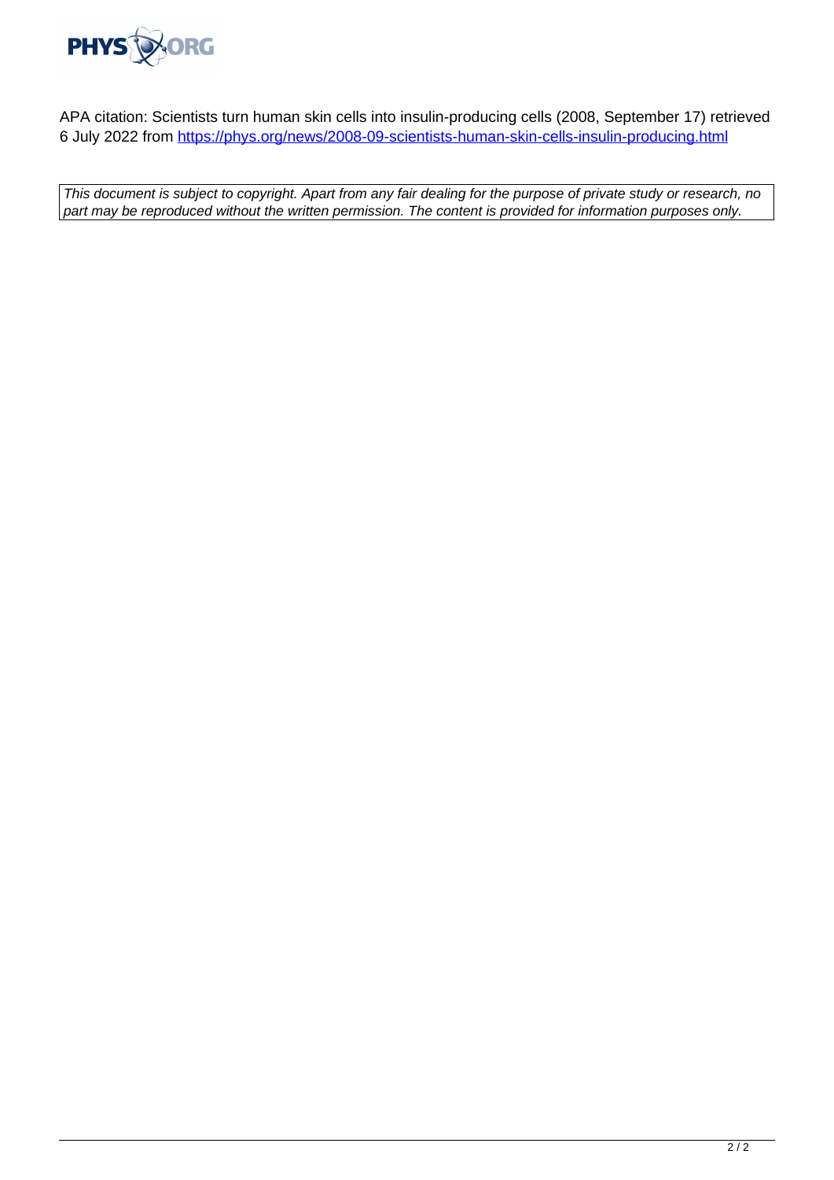APA citation: Scientists turn human skin cells into insulin-producing cells (2008, September 17) retrieved 6 July 2022 from https://phys.org/news/2008-09-scientists-human-skin-cells-insulin-producing.html

*This document is subject to copyright. Apart from any fair dealing for the purpose of private study or research, no part may be reproduced without the written permission. The content is provided for information purposes only.*